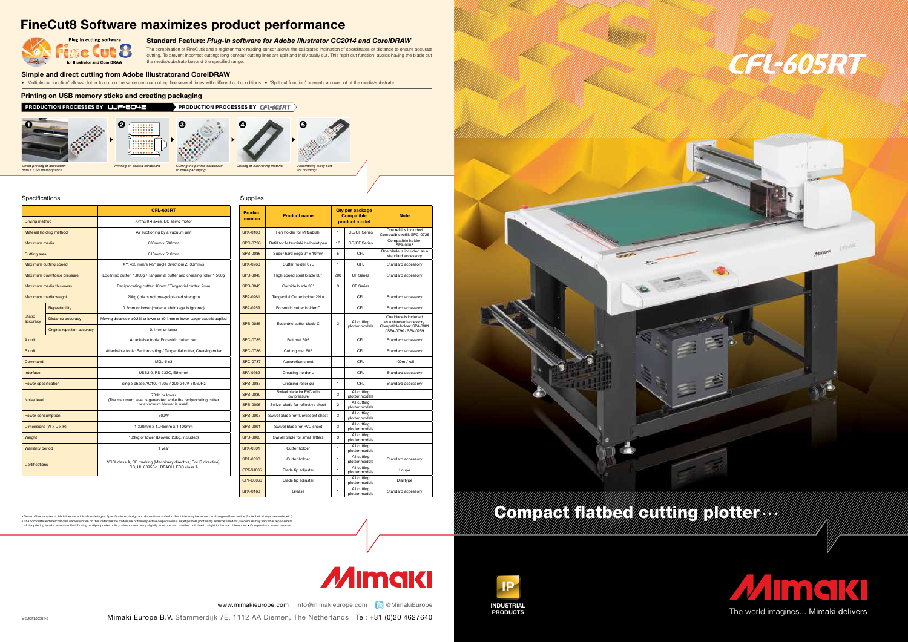# FineCut8 Software maximizes product performance

Plug-in cutting software
Fine Cut 8
for Illustrator and CorelDRAW

### Standard Feature: *Plug-in software for Adobe Illustrator CC2014 and CorelDRAW*

The combination of FineCut8 and a register mark reading sensor allows the calibrated inclination of coordinates or distance to ensure accurate cutting. To prevent incorrect cutting; long contour cutting lines are split and individually cut. This 'split cut function' avoids having the blade cut the media/substrate beyond the specified range.

### Simple and direct cutting from Adobe Illustratorand CorelDRAW

• 'Multiple cut function' allows plotter to cut on the same contour cutting line several times with different cut conditions. • 'Split cut function' prevents an overcut of the media/substrate.

### Printing on USB memory sticks and creating packaging

PRODUCTION PROCESSES BY UJF-6042 | PRODUCTION PROCESSES BY CFL-605RT

1. *Direct printing of decoration onto a USB memory stick*
2. *Printing on coated cardboard*
3. *Cutting the printed cardboard to make packaging*
4. *Cutting of cushioning material*
5. *Assembling every part for finishing!*

## Specifications

| | | CFL-605RT |
|---|---|---|
| Driving method | | X/Y/Z/θ 4 axes: DC servo motor |
| Material holding method | | Air suctioning by a vacuum unit |
| Maximum media | | 630mm x 530mm |
| Cutting area | | 610mm x 510mm |
| Maximum cutting speed | | XY: 423 mm/s (45° angle direction) Z: 30mm/s |
| Maximum downforce pressure | | Eccentric cutter: 1,000g / Tangential cutter and creasing roller 1,500g |
| Maximum media thickness | | Reciprocating cutter: 10mm / Tangential cutter: 2mm |
| Maximum media weight | | 20kg (this is not one-point-load strength) |
| Static accuracy | Repeatability | 0.2mm or lower (material shrinkage is ignored) |
| | Distance accuracy | Moving distance x ±0.2% or lower or ±0.1mm or lower. Larger value is applied |
| | Original repetition accuracy | 0.1mm or lower |
| A unit | | Attachable tools: Eccentric cutter, pen |
| B unit | | Attachable tools: Reciprocating / Tangential cutter, Creasing roller |
| Command | | MGL-II c3 |
| Interface | | USB2.0, RS-232C, Ethernet |
| Power specification | | Single phase AC100-120V / 200-240V, 50/60Hz |
| Noise level | | 70db or lower (The maximum level is generated while the reciprocating cutter or a vacuum blower is used) |
| Power consumption | | 500W |
| Dimensions (W x D x H) | | 1,320mm x 1,045mm x 1,100mm |
| Weight | | 109kg or lower (Blower: 20kg, included) |
| Warranty period | | 1 year |
| Certifications | | VCCI class A, CE marking (Machinery directive, RoHS directive), CB, UL 60950-1, REACH, FCC class A |

## Supplies

| Product number | Product name | Qty per package | Compatible product model | Note |
|---|---|---|---|---|
| SPA-0183 | Pen holder for Mitsubishi | 1 | CG/CF Series | One refill is included Compatible refill: SPC-0726 |
| SPC-0726 | Refill for Mitsubishi ballpoint pen | 10 | CG/CF Series | Compatible holder: SPA-0183 |
| SPB-0086 | Super hard edge 2° x 10mm | 5 | CFL | One blade is included as a standard accessory |
| SPA-0260 | Cutter holder 07L | 1 | CFL | Standard accessory |
| SPB-0043 | High speed steel blade 30° | 200 | CF Series | Standard accessory |
| SPB-0045 | Carbide blade 30° | 3 | CF Series | |
| SPA-0261 | Tangential Cutter holder 2N α | 1 | CFL | Standard accessory |
| SPA-0259 | Eccentric cutter holder C | 1 | CFL | Standard accessory |
| SPB-0085 | Eccentric cutter blade C | 3 | All cutting plotter models | One blade is included as a standard accessory. Compatible holder: SPA-0001 / SPA-0090 / SPA-0259 |
| SPC-0785 | Felt mat 605 | 1 | CFL | Standard accessory |
| SPC-0786 | Cutting mat 605 | 1 | CFL | Standard accessory |
| SPC-0787 | Absorption sheet | 1 | CFL | 100m / roll |
| SPA-0262 | Creasing holder L | 1 | CFL | Standard accessory |
| SPB-0087 | Creasing roller φ9 | 1 | CFL | Standard accessory |
| SPB-0030 | Swivel blade for PVC with low pressure | 3 | All cutting plotter models | |
| SPB-0006 | Swivel blade for reflective sheet | 2 | All cutting plotter models | |
| SPB-0007 | Swivel blade for fluorescent sheet | 3 | All cutting plotter models | |
| SPB-0001 | Swivel blade for PVC sheet | 3 | All cutting plotter models | |
| SPB-0003 | Swivel blade for small letters | 3 | All cutting plotter models | |
| SPA-0001 | Cutter holder | 1 | All cutting plotter models | |
| SPA-0090 | Cutter holder | 1 | All cutting plotter models | Standard accessory |
| OPT-S1005 | Blade tip adjuster | 1 | All cutting plotter models | Loupe |
| OPT-C0066 | Blade tip adjuster | 1 | All cutting plotter models | Dial type |
| SPA-0163 | Grease | 1 | All cutting plotter models | Standard accessory |

• Some of the samples in this folder are artificial renderings • Specifications, design and dimensions stated in this folder may be subject to change without notice (for technical improvements, etc.) • The corporate and merchandise names written on this folder are the trademark of the respective corporations • Inkjet printers print using extreme fine dots, so colours may vary after replacement of the printing heads, also note that if using multiple printer units, colours could vary slightly from one unit to other unit due to slight individual differences • Compositor's errors reserved

MIMAKI

www.mimakieurope.com info@mimakieurope.com @MimakiEurope

MEUCFL60501-E

Mimaki Europe B.V. Stammerdijk 7E, 1112 AA Diemen, The Netherlands Tel: +31 (0)20 4627640

# CFL-605RT

## Compact flatbed cutting plotter...

IP INDUSTRIAL PRODUCTS

MIMAKI

The world imagines... Mimaki delivers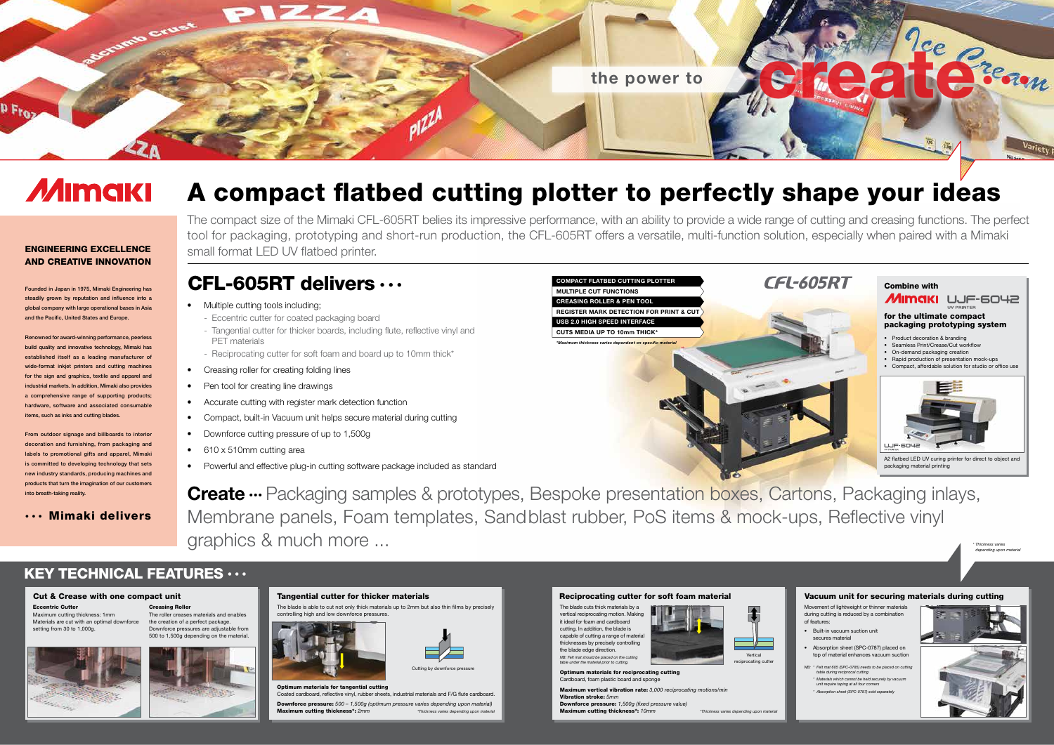the power to **create**

# A compact flatbed cutting plotter to perfectly shape your ideas

The compact size of the Mimaki CFL-605RT belies its impressive performance, with an ability to provide a wide range of cutting and creasing functions. The perfect tool for packaging, prototyping and short-run production, the CFL-605RT offers a versatile, multi-function solution, especially when paired with a Mimaki small format LED UV flatbed printer.

**ENGINEERING EXCELLENCE AND CREATIVE INNOVATION**

Founded in Japan in 1975, Mimaki Engineering has steadily grown by reputation and influence into a global company with large operational bases in Asia and the Pacific, United States and Europe.

Renowned for award-winning performance, peerless build quality and innovative technology, Mimaki has established itself as a leading manufacturer of wide-format inkjet printers and cutting machines for the sign and graphics, textile and apparel and industrial markets. In addition, Mimaki also provides a comprehensive range of supporting products; hardware, software and associated consumable items, such as inks and cutting blades.

From outdoor signage and billboards to interior decoration and furnishing, from packaging and labels to promotional gifts and apparel, Mimaki is committed to developing technology that sets new industry standards, producing machines and products that turn the imagination of our customers into breath-taking reality.

**••• Mimaki delivers**

## CFL-605RT delivers •••

- Multiple cutting tools including;
  - Eccentric cutter for coated packaging board
  - Tangential cutter for thicker boards, including flute, reflective vinyl and PET materials
  - Reciprocating cutter for soft foam and board up to 10mm thick*
- Creasing roller for creating folding lines
- Pen tool for creating line drawings
- Accurate cutting with register mark detection function
- Compact, built-in Vacuum unit helps secure material during cutting
- Downforce cutting pressure of up to 1,500g
- 610 x 510mm cutting area
- Powerful and effective plug-in cutting software package included as standard

**CFL-605RT**

- COMPACT FLATBED CUTTING PLOTTER
- MULTIPLE CUT FUNCTIONS
- CREASING ROLLER & PEN TOOL
- REGISTER MARK DETECTION FOR PRINT & CUT
- USB 2.0 HIGH SPEED INTERFACE
- CUTS MEDIA UP TO 10mm THICK*

*Maximum thickness varies dependent on specific material*

**Combine with Mimaki UJF-6042** UV PRINTER

**for the ultimate compact packaging prototyping system**

- Product decoration & branding
- Seamless Print/Crease/Cut workflow
- On-demand packaging creation
- Rapid production of presentation mock-ups
- Compact, affordable solution for studio or office use

UJF-6042

A2 flatbed LED UV curing printer for direct to object and packaging material printing

**Create •••** Packaging samples & prototypes, Bespoke presentation boxes, Cartons, Packaging inlays, Membrane panels, Foam templates, Sandblast rubber, PoS items & mock-ups, Reflective vinyl graphics & much more ...

*\* Thickness varies depending upon material*

## KEY TECHNICAL FEATURES •••

### Cut & Crease with one compact unit

**Eccentric Cutter**
Maximum cutting thickness: 1mm
Materials are cut with an optimal downforce setting from 30 to 1,000g.

**Creasing Roller**
The roller creases materials and enables the creation of a perfect package. Downforce pressures are adjustable from 500 to 1,500g depending on the material.

### Tangential cutter for thicker materials

The blade is able to cut not only thick materials up to 2mm but also thin films by precisely controlling high and low downforce pressures.

Cutting by downforce pressure

**Optimum materials for tangential cutting**
Coated cardboard, reflective vinyl, rubber sheets, industrial materials and F/G flute cardboard.

**Downforce pressure:** *500 – 1,500g (optimum pressure varies depending upon material)*
**Maximum cutting thickness*:** *2mm*

*\*Thickness varies depending upon material*

### Reciprocating cutter for soft foam material

The blade cuts thick materials by a vertical reciprocating motion. Making it ideal for foam and cardboard cutting. In addition, the blade is capable of cutting a range of material thicknesses by precisely controlling the blade edge direction.

*NB: Felt mat should be placed on the cutting table under the material prior to cutting.*

Vertical reciprocating cutter

**Optimum materials for reciprocating cutting**
Cardboard, foam plastic board and sponge

**Maximum vertical vibration rate:** *3,000 reciprocating motions/min*
**Vibration stroke:** *5mm*
**Downforce pressure:** *1,500g (fixed pressure value)*
**Maximum cutting thickness*:** *10mm*

*\*Thickness varies depending upon material*

### Vacuum unit for securing materials during cutting

Movement of lightweight or thinner materials during cutting is reduced by a combination of features:

- Built-in vacuum suction unit secures material
- Absorption sheet (SPC-0787) placed on top of material enhances vacuum suction

*NB: \* Felt mat 605 (SPC-0785) needs to be placed on cutting table during reciprocal cutting*
*\* Materials which cannot be held securely by vacuum unit require taping at all four corners*
*\* Absorption sheet (SPC-0787) sold separately*